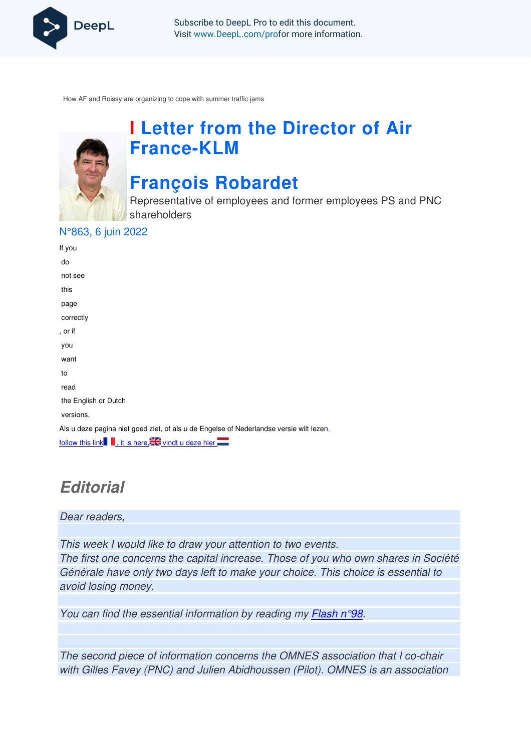How AF and Roissy are organizing to cope with summer traffic jams

# Letter from the Director of Air France-KLM

# François Robardet

Representative of employees and former employees PS and PNC shareholders

N°863, 6 juin 2022

If you do not see this page correctly, or if you want to read the English or Dutch versions,

Als u deze pagina niet goed ziet, of als u de Engelse of Nederlandse versie wilt lezen,

follow this link, it is here, vindt u deze hier

## Editorial

*Dear readers,*

*This week I would like to draw your attention to two events.*
*The first one concerns the capital increase. Those of you who own shares in Société Générale have only two days left to make your choice. This choice is essential to avoid losing money.*

*You can find the essential information by reading my Flash n°98.*

*The second piece of information concerns the OMNES association that I co-chair with Gilles Favey (PNC) and Julien Abidhoussen (Pilot). OMNES is an association*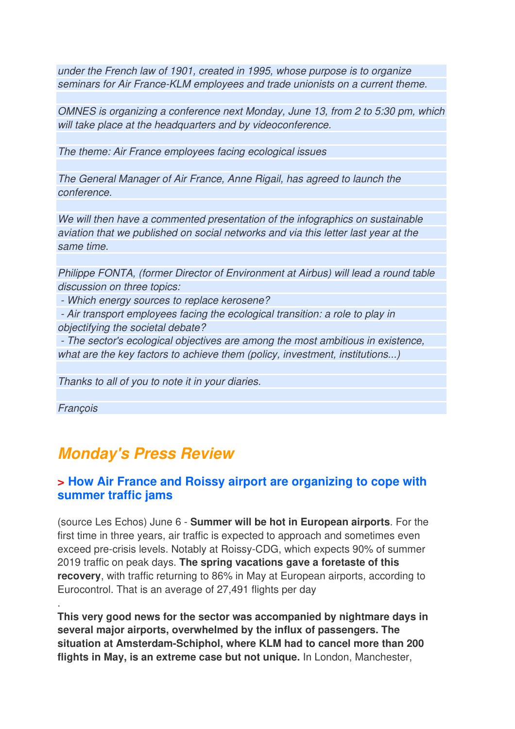*under the French law of 1901, created in 1995, whose purpose is to organize seminars for Air France-KLM employees and trade unionists on a current theme.*

*OMNES is organizing a conference next Monday, June 13, from 2 to 5:30 pm, which will take place at the headquarters and by videoconference.*

*The theme: Air France employees facing ecological issues*

*The General Manager of Air France, Anne Rigail, has agreed to launch the conference.*

*We will then have a commented presentation of the infographics on sustainable aviation that we published on social networks and via this letter last year at the same time.*

*Philippe FONTA, (former Director of Environment at Airbus) will lead a round table discussion on three topics:*

- *Which energy sources to replace kerosene?*
- *Air transport employees facing the ecological transition: a role to play in objectifying the societal debate?*
- *The sector's ecological objectives are among the most ambitious in existence, what are the key factors to achieve them (policy, investment, institutions...)*

*Thanks to all of you to note it in your diaries.*

*François*

## *Monday's Press Review*

### > How Air France and Roissy airport are organizing to cope with summer traffic jams

(source Les Echos) June 6 - **Summer will be hot in European airports**. For the first time in three years, air traffic is expected to approach and sometimes even exceed pre-crisis levels. Notably at Roissy-CDG, which expects 90% of summer 2019 traffic on peak days. **The spring vacations gave a foretaste of this recovery**, with traffic returning to 86% in May at European airports, according to Eurocontrol. That is an average of 27,491 flights per day

.

**This very good news for the sector was accompanied by nightmare days in several major airports, overwhelmed by the influx of passengers. The situation at Amsterdam-Schiphol, where KLM had to cancel more than 200 flights in May, is an extreme case but not unique.** In London, Manchester,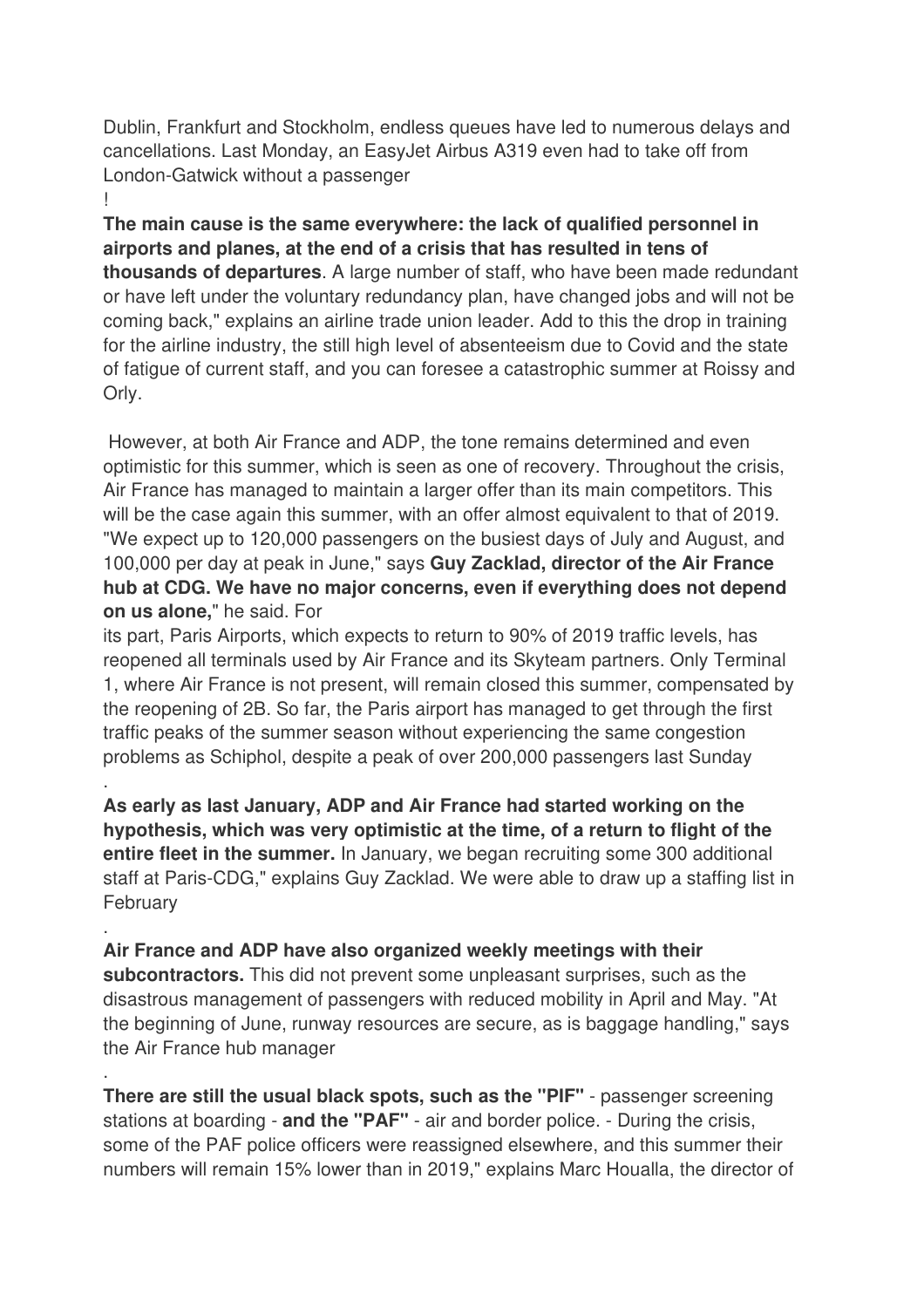Dublin, Frankfurt and Stockholm, endless queues have led to numerous delays and cancellations. Last Monday, an EasyJet Airbus A319 even had to take off from London-Gatwick without a passenger
!

**The main cause is the same everywhere: the lack of qualified personnel in airports and planes, at the end of a crisis that has resulted in tens of thousands of departures**. A large number of staff, who have been made redundant or have left under the voluntary redundancy plan, have changed jobs and will not be coming back," explains an airline trade union leader. Add to this the drop in training for the airline industry, the still high level of absenteeism due to Covid and the state of fatigue of current staff, and you can foresee a catastrophic summer at Roissy and Orly.

However, at both Air France and ADP, the tone remains determined and even optimistic for this summer, which is seen as one of recovery. Throughout the crisis, Air France has managed to maintain a larger offer than its main competitors. This will be the case again this summer, with an offer almost equivalent to that of 2019. "We expect up to 120,000 passengers on the busiest days of July and August, and 100,000 per day at peak in June," says **Guy Zacklad, director of the Air France hub at CDG. We have no major concerns, even if everything does not depend on us alone,**" he said. For

its part, Paris Airports, which expects to return to 90% of 2019 traffic levels, has reopened all terminals used by Air France and its Skyteam partners. Only Terminal 1, where Air France is not present, will remain closed this summer, compensated by the reopening of 2B. So far, the Paris airport has managed to get through the first traffic peaks of the summer season without experiencing the same congestion problems as Schiphol, despite a peak of over 200,000 passengers last Sunday
.

**As early as last January, ADP and Air France had started working on the hypothesis, which was very optimistic at the time, of a return to flight of the entire fleet in the summer.** In January, we began recruiting some 300 additional staff at Paris-CDG," explains Guy Zacklad. We were able to draw up a staffing list in February
.

**Air France and ADP have also organized weekly meetings with their subcontractors.** This did not prevent some unpleasant surprises, such as the disastrous management of passengers with reduced mobility in April and May. "At the beginning of June, runway resources are secure, as is baggage handling," says the Air France hub manager
.

**There are still the usual black spots, such as the "PIF"** - passenger screening stations at boarding - **and the "PAF"** - air and border police. - During the crisis, some of the PAF police officers were reassigned elsewhere, and this summer their numbers will remain 15% lower than in 2019," explains Marc Houalla, the director of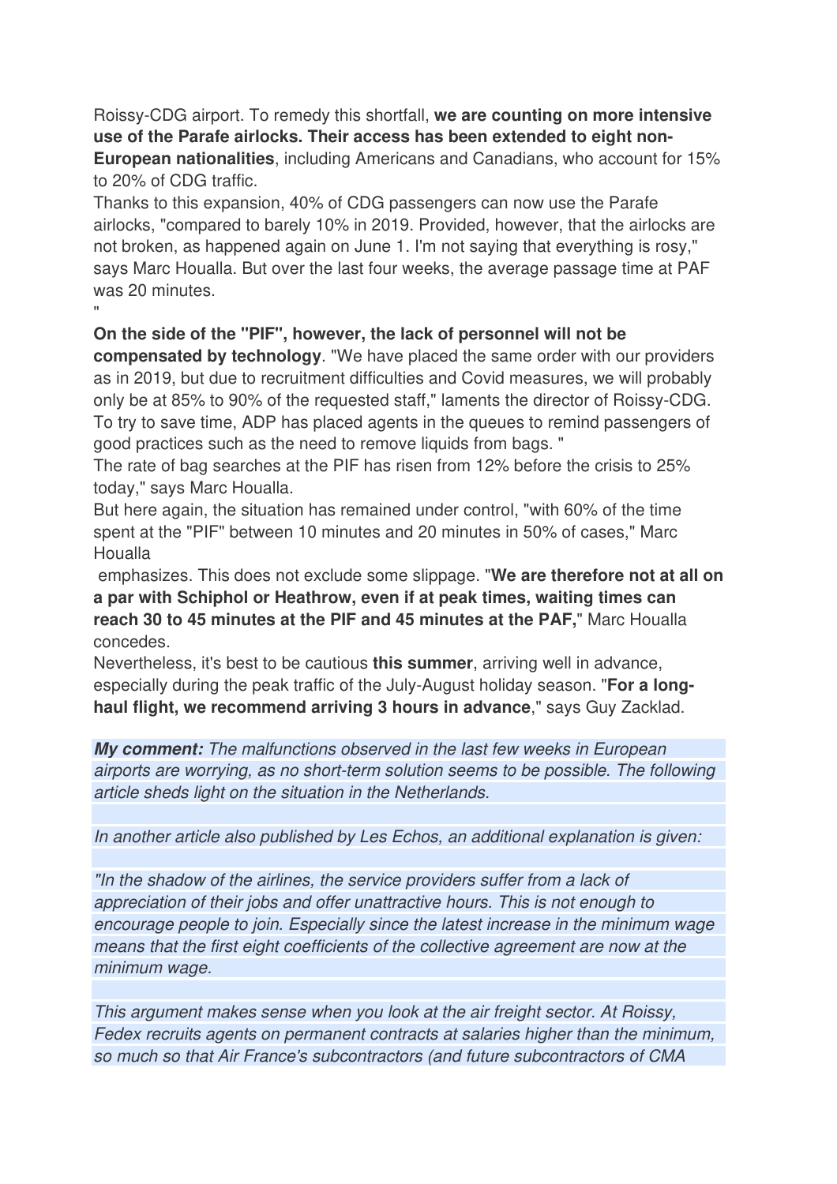Roissy-CDG airport. To remedy this shortfall, **we are counting on more intensive use of the Parafe airlocks. Their access has been extended to eight non-European nationalities**, including Americans and Canadians, who account for 15% to 20% of CDG traffic.

Thanks to this expansion, 40% of CDG passengers can now use the Parafe airlocks, "compared to barely 10% in 2019. Provided, however, that the airlocks are not broken, as happened again on June 1. I'm not saying that everything is rosy," says Marc Houalla. But over the last four weeks, the average passage time at PAF was 20 minutes.

"

**On the side of the "PIF", however, the lack of personnel will not be compensated by technology**. "We have placed the same order with our providers as in 2019, but due to recruitment difficulties and Covid measures, we will probably only be at 85% to 90% of the requested staff," laments the director of Roissy-CDG. To try to save time, ADP has placed agents in the queues to remind passengers of good practices such as the need to remove liquids from bags. "

The rate of bag searches at the PIF has risen from 12% before the crisis to 25% today," says Marc Houalla.

But here again, the situation has remained under control, "with 60% of the time spent at the "PIF" between 10 minutes and 20 minutes in 50% of cases," Marc Houalla emphasizes. This does not exclude some slippage. "**We are therefore not at all on a par with Schiphol or Heathrow, even if at peak times, waiting times can reach 30 to 45 minutes at the PIF and 45 minutes at the PAF,**" Marc Houalla concedes.

Nevertheless, it's best to be cautious **this summer**, arriving well in advance, especially during the peak traffic of the July-August holiday season. "**For a long-haul flight, we recommend arriving 3 hours in advance**," says Guy Zacklad.

***My comment:*** *The malfunctions observed in the last few weeks in European airports are worrying, as no short-term solution seems to be possible. The following article sheds light on the situation in the Netherlands.*

*In another article also published by Les Echos, an additional explanation is given:*

*"In the shadow of the airlines, the service providers suffer from a lack of appreciation of their jobs and offer unattractive hours. This is not enough to encourage people to join. Especially since the latest increase in the minimum wage means that the first eight coefficients of the collective agreement are now at the minimum wage.*

*This argument makes sense when you look at the air freight sector. At Roissy, Fedex recruits agents on permanent contracts at salaries higher than the minimum, so much so that Air France's subcontractors (and future subcontractors of CMA*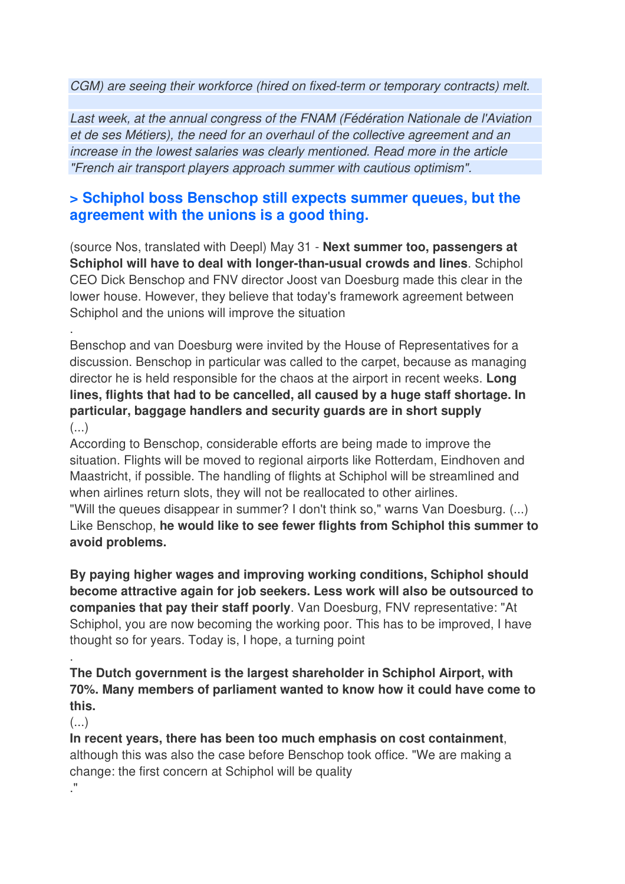*CGM) are seeing their workforce (hired on fixed-term or temporary contracts) melt.*

*Last week, at the annual congress of the FNAM (Fédération Nationale de l'Aviation et de ses Métiers), the need for an overhaul of the collective agreement and an increase in the lowest salaries was clearly mentioned. Read more in the article "French air transport players approach summer with cautious optimism".*

## > Schiphol boss Benschop still expects summer queues, but the agreement with the unions is a good thing.

(source Nos, translated with Deepl) May 31 - **Next summer too, passengers at Schiphol will have to deal with longer-than-usual crowds and lines**. Schiphol CEO Dick Benschop and FNV director Joost van Doesburg made this clear in the lower house. However, they believe that today's framework agreement between Schiphol and the unions will improve the situation

.

Benschop and van Doesburg were invited by the House of Representatives for a discussion. Benschop in particular was called to the carpet, because as managing director he is held responsible for the chaos at the airport in recent weeks. **Long lines, flights that had to be cancelled, all caused by a huge staff shortage. In particular, baggage handlers and security guards are in short supply**

(...)

According to Benschop, considerable efforts are being made to improve the situation. Flights will be moved to regional airports like Rotterdam, Eindhoven and Maastricht, if possible. The handling of flights at Schiphol will be streamlined and when airlines return slots, they will not be reallocated to other airlines.

"Will the queues disappear in summer? I don't think so," warns Van Doesburg. (...) Like Benschop, **he would like to see fewer flights from Schiphol this summer to avoid problems.**

**By paying higher wages and improving working conditions, Schiphol should become attractive again for job seekers. Less work will also be outsourced to companies that pay their staff poorly**. Van Doesburg, FNV representative: "At Schiphol, you are now becoming the working poor. This has to be improved, I have thought so for years. Today is, I hope, a turning point

.

**The Dutch government is the largest shareholder in Schiphol Airport, with 70%. Many members of parliament wanted to know how it could have come to this.**

(...)

**In recent years, there has been too much emphasis on cost containment**, although this was also the case before Benschop took office. "We are making a change: the first concern at Schiphol will be quality

."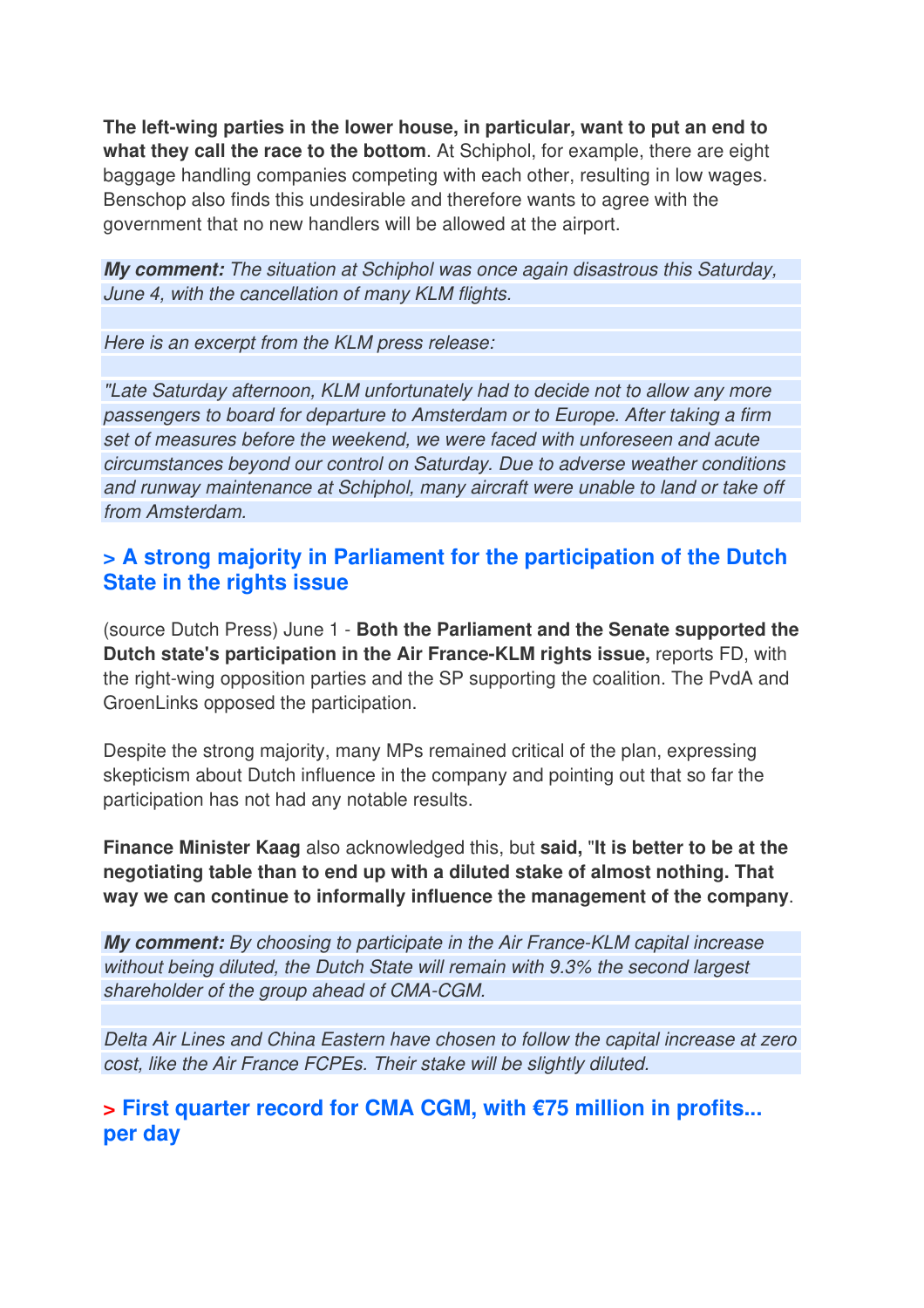**The left-wing parties in the lower house, in particular, want to put an end to what they call the race to the bottom**. At Schiphol, for example, there are eight baggage handling companies competing with each other, resulting in low wages. Benschop also finds this undesirable and therefore wants to agree with the government that no new handlers will be allowed at the airport.

***My comment:*** *The situation at Schiphol was once again disastrous this Saturday, June 4, with the cancellation of many KLM flights.*

*Here is an excerpt from the KLM press release:*

*"Late Saturday afternoon, KLM unfortunately had to decide not to allow any more passengers to board for departure to Amsterdam or to Europe. After taking a firm set of measures before the weekend, we were faced with unforeseen and acute circumstances beyond our control on Saturday. Due to adverse weather conditions and runway maintenance at Schiphol, many aircraft were unable to land or take off from Amsterdam.*

## > A strong majority in Parliament for the participation of the Dutch State in the rights issue

(source Dutch Press) June 1 - **Both the Parliament and the Senate supported the Dutch state's participation in the Air France-KLM rights issue,** reports FD, with the right-wing opposition parties and the SP supporting the coalition. The PvdA and GroenLinks opposed the participation.

Despite the strong majority, many MPs remained critical of the plan, expressing skepticism about Dutch influence in the company and pointing out that so far the participation has not had any notable results.

**Finance Minister Kaag** also acknowledged this, but **said, "It is better to be at the negotiating table than to end up with a diluted stake of almost nothing. That way we can continue to informally influence the management of the company**.

***My comment:*** *By choosing to participate in the Air France-KLM capital increase without being diluted, the Dutch State will remain with 9.3% the second largest shareholder of the group ahead of CMA-CGM.*

*Delta Air Lines and China Eastern have chosen to follow the capital increase at zero cost, like the Air France FCPEs. Their stake will be slightly diluted.*

## > First quarter record for CMA CGM, with €75 million in profits... per day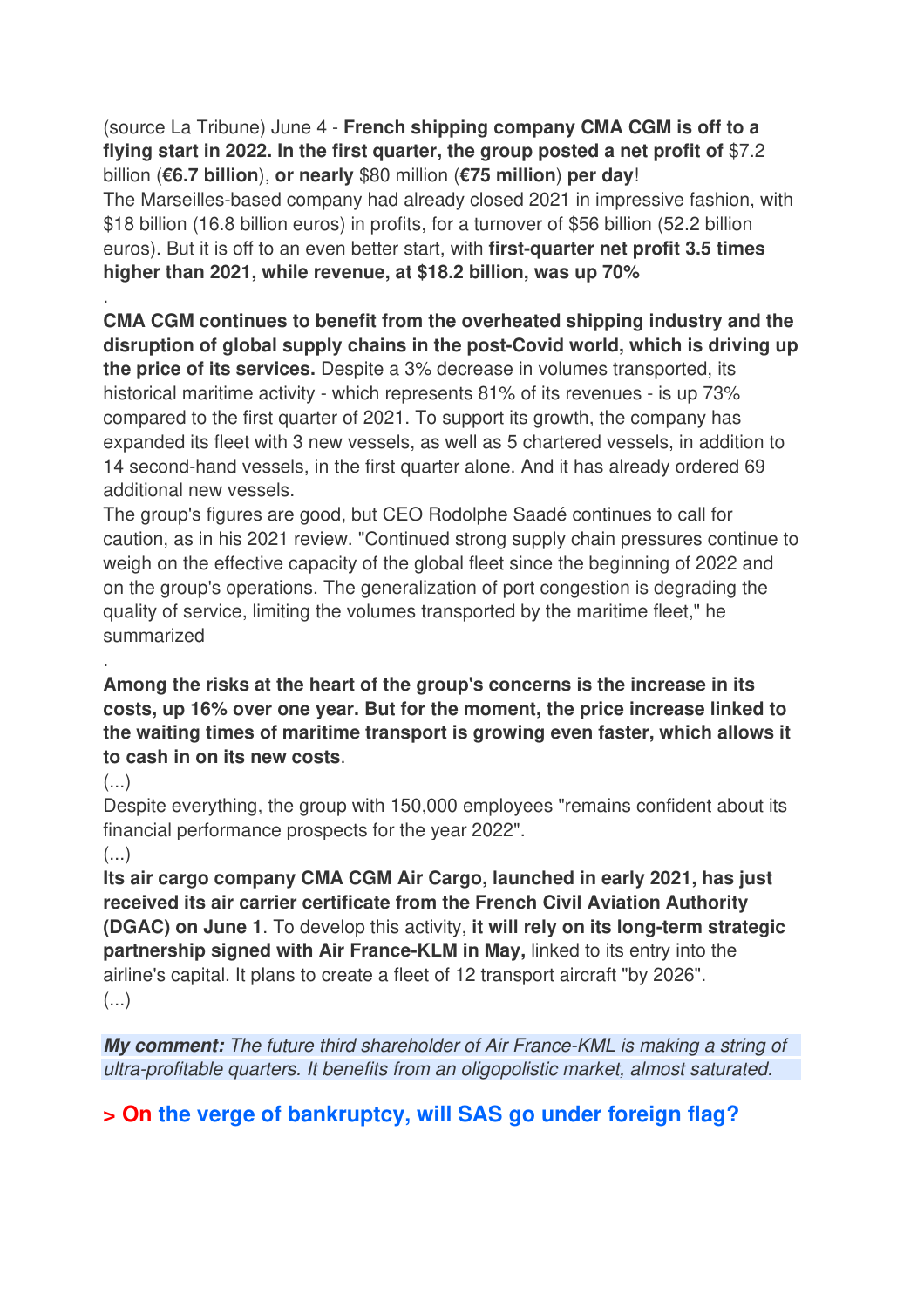(source La Tribune) June 4 - **French shipping company CMA CGM is off to a flying start in 2022. In the first quarter, the group posted a net profit of** $7.2 billion (**€6.7 billion**), **or nearly** $80 million (**€75 million**) **per day**!
The Marseilles-based company had already closed 2021 in impressive fashion, with $18 billion (16.8 billion euros) in profits, for a turnover of $56 billion (52.2 billion euros). But it is off to an even better start, with **first-quarter net profit 3.5 times higher than 2021, while revenue, at $18.2 billion, was up 70%**

.

**CMA CGM continues to benefit from the overheated shipping industry and the disruption of global supply chains in the post-Covid world, which is driving up the price of its services.** Despite a 3% decrease in volumes transported, its historical maritime activity - which represents 81% of its revenues - is up 73% compared to the first quarter of 2021. To support its growth, the company has expanded its fleet with 3 new vessels, as well as 5 chartered vessels, in addition to 14 second-hand vessels, in the first quarter alone. And it has already ordered 69 additional new vessels.
The group's figures are good, but CEO Rodolphe Saadé continues to call for caution, as in his 2021 review. "Continued strong supply chain pressures continue to weigh on the effective capacity of the global fleet since the beginning of 2022 and on the group's operations. The generalization of port congestion is degrading the quality of service, limiting the volumes transported by the maritime fleet," he summarized

.

**Among the risks at the heart of the group's concerns is the increase in its costs, up 16% over one year. But for the moment, the price increase linked to the waiting times of maritime transport is growing even faster, which allows it to cash in on its new costs**.
(...)
Despite everything, the group with 150,000 employees "remains confident about its financial performance prospects for the year 2022".
(...)
**Its air cargo company CMA CGM Air Cargo, launched in early 2021, has just received its air carrier certificate from the French Civil Aviation Authority (DGAC) on June 1**. To develop this activity, **it will rely on its long-term strategic partnership signed with Air France-KLM in May,** linked to its entry into the airline's capital. It plans to create a fleet of 12 transport aircraft "by 2026".
(...)

***My comment:*** *The future third shareholder of Air France-KML is making a string of ultra-profitable quarters. It benefits from an oligopolistic market, almost saturated.*

## > On the verge of bankruptcy, will SAS go under foreign flag?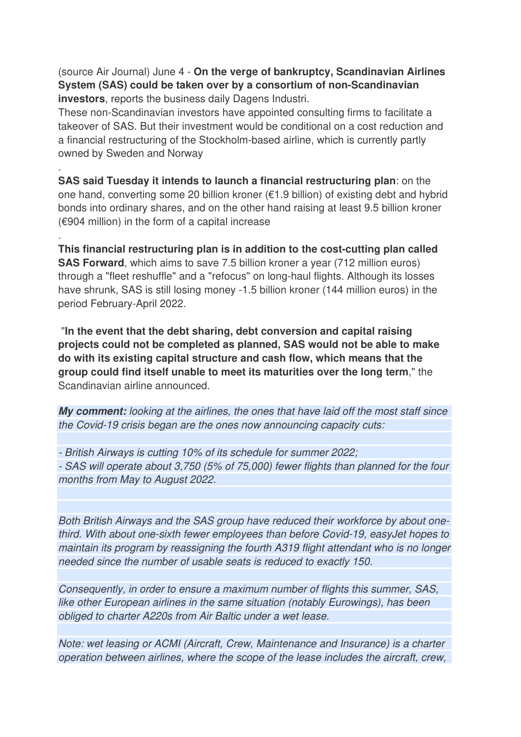(source Air Journal) June 4 - **On the verge of bankruptcy, Scandinavian Airlines System (SAS) could be taken over by a consortium of non-Scandinavian investors**, reports the business daily Dagens Industri.

These non-Scandinavian investors have appointed consulting firms to facilitate a takeover of SAS. But their investment would be conditional on a cost reduction and a financial restructuring of the Stockholm-based airline, which is currently partly owned by Sweden and Norway

.

**SAS said Tuesday it intends to launch a financial restructuring plan**: on the one hand, converting some 20 billion kroner (€1.9 billion) of existing debt and hybrid bonds into ordinary shares, and on the other hand raising at least 9.5 billion kroner (€904 million) in the form of a capital increase

.

**This financial restructuring plan is in addition to the cost-cutting plan called SAS Forward**, which aims to save 7.5 billion kroner a year (712 million euros) through a "fleet reshuffle" and a "refocus" on long-haul flights. Although its losses have shrunk, SAS is still losing money -1.5 billion kroner (144 million euros) in the period February-April 2022.

"**In the event that the debt sharing, debt conversion and capital raising projects could not be completed as planned, SAS would not be able to make do with its existing capital structure and cash flow, which means that the group could find itself unable to meet its maturities over the long term**," the Scandinavian airline announced.

***My comment:*** *looking at the airlines, the ones that have laid off the most staff since the Covid-19 crisis began are the ones now announcing capacity cuts:*

*- British Airways is cutting 10% of its schedule for summer 2022;*
*- SAS will operate about 3,750 (5% of 75,000) fewer flights than planned for the four months from May to August 2022.*

*Both British Airways and the SAS group have reduced their workforce by about one-third. With about one-sixth fewer employees than before Covid-19, easyJet hopes to maintain its program by reassigning the fourth A319 flight attendant who is no longer needed since the number of usable seats is reduced to exactly 150.*

*Consequently, in order to ensure a maximum number of flights this summer, SAS, like other European airlines in the same situation (notably Eurowings), has been obliged to charter A220s from Air Baltic under a wet lease.*

*Note: wet leasing or ACMI (Aircraft, Crew, Maintenance and Insurance) is a charter operation between airlines, where the scope of the lease includes the aircraft, crew,*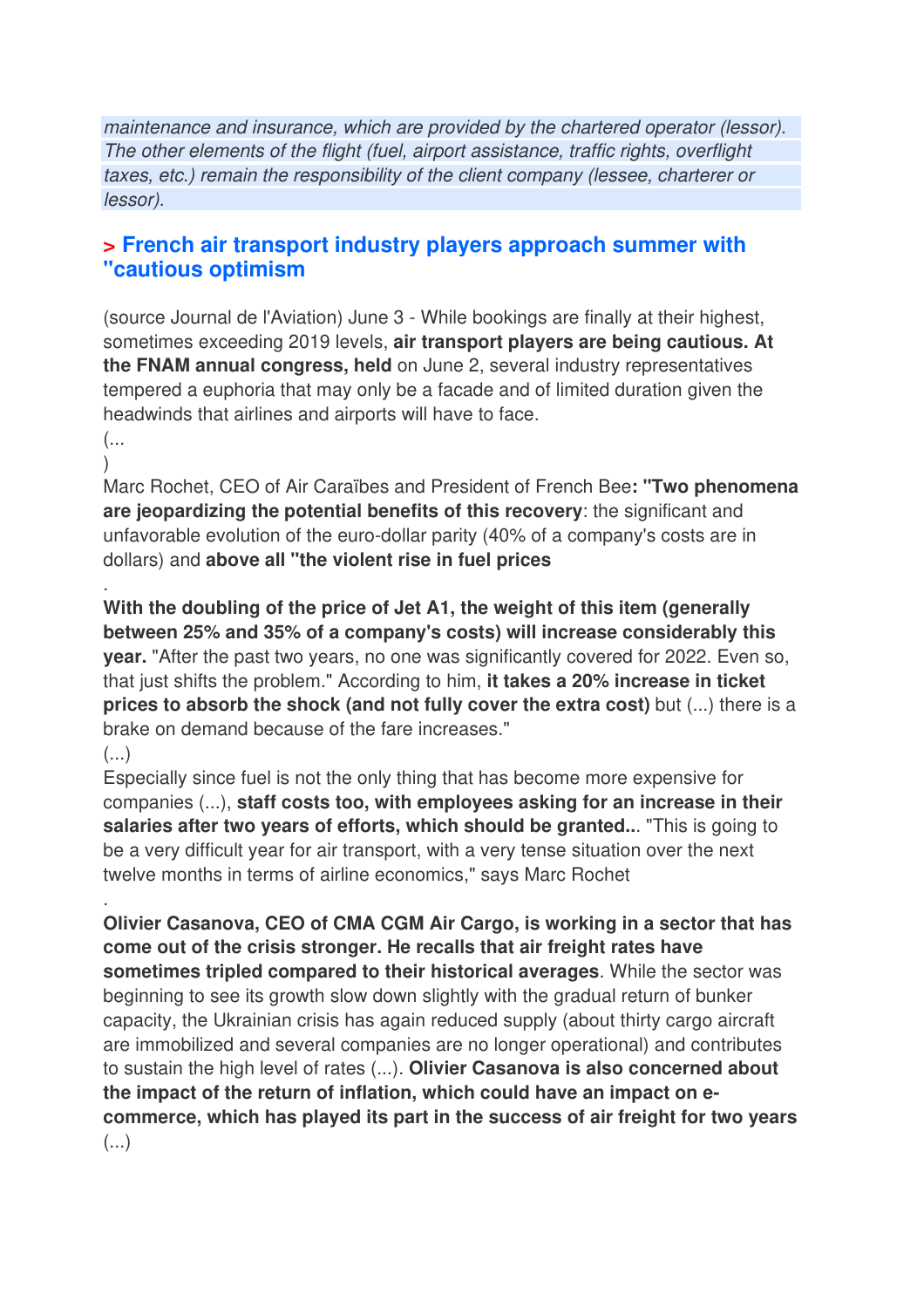*maintenance and insurance, which are provided by the chartered operator (lessor). The other elements of the flight (fuel, airport assistance, traffic rights, overflight taxes, etc.) remain the responsibility of the client company (lessee, charterer or lessor).*

## > French air transport industry players approach summer with "cautious optimism

(source Journal de l'Aviation) June 3 - While bookings are finally at their highest, sometimes exceeding 2019 levels, **air transport players are being cautious. At the FNAM annual congress, held** on June 2, several industry representatives tempered a euphoria that may only be a facade and of limited duration given the headwinds that airlines and airports will have to face.

(...
)

Marc Rochet, CEO of Air Caraïbes and President of French Bee**: "Two phenomena are jeopardizing the potential benefits of this recovery**: the significant and unfavorable evolution of the euro-dollar parity (40% of a company's costs are in dollars) and **above all "the violent rise in fuel prices**

.

**With the doubling of the price of Jet A1, the weight of this item (generally between 25% and 35% of a company's costs) will increase considerably this year.** "After the past two years, no one was significantly covered for 2022. Even so, that just shifts the problem." According to him, **it takes a 20% increase in ticket prices to absorb the shock (and not fully cover the extra cost)** but (...) there is a brake on demand because of the fare increases."

(...)

Especially since fuel is not the only thing that has become more expensive for companies (...), **staff costs too, with employees asking for an increase in their salaries after two years of efforts, which should be granted..**. "This is going to be a very difficult year for air transport, with a very tense situation over the next twelve months in terms of airline economics," says Marc Rochet

.

**Olivier Casanova, CEO of CMA CGM Air Cargo, is working in a sector that has come out of the crisis stronger. He recalls that air freight rates have sometimes tripled compared to their historical averages**. While the sector was beginning to see its growth slow down slightly with the gradual return of bunker capacity, the Ukrainian crisis has again reduced supply (about thirty cargo aircraft are immobilized and several companies are no longer operational) and contributes to sustain the high level of rates (...). **Olivier Casanova is also concerned about the impact of the return of inflation, which could have an impact on e-commerce, which has played its part in the success of air freight for two years**

(...)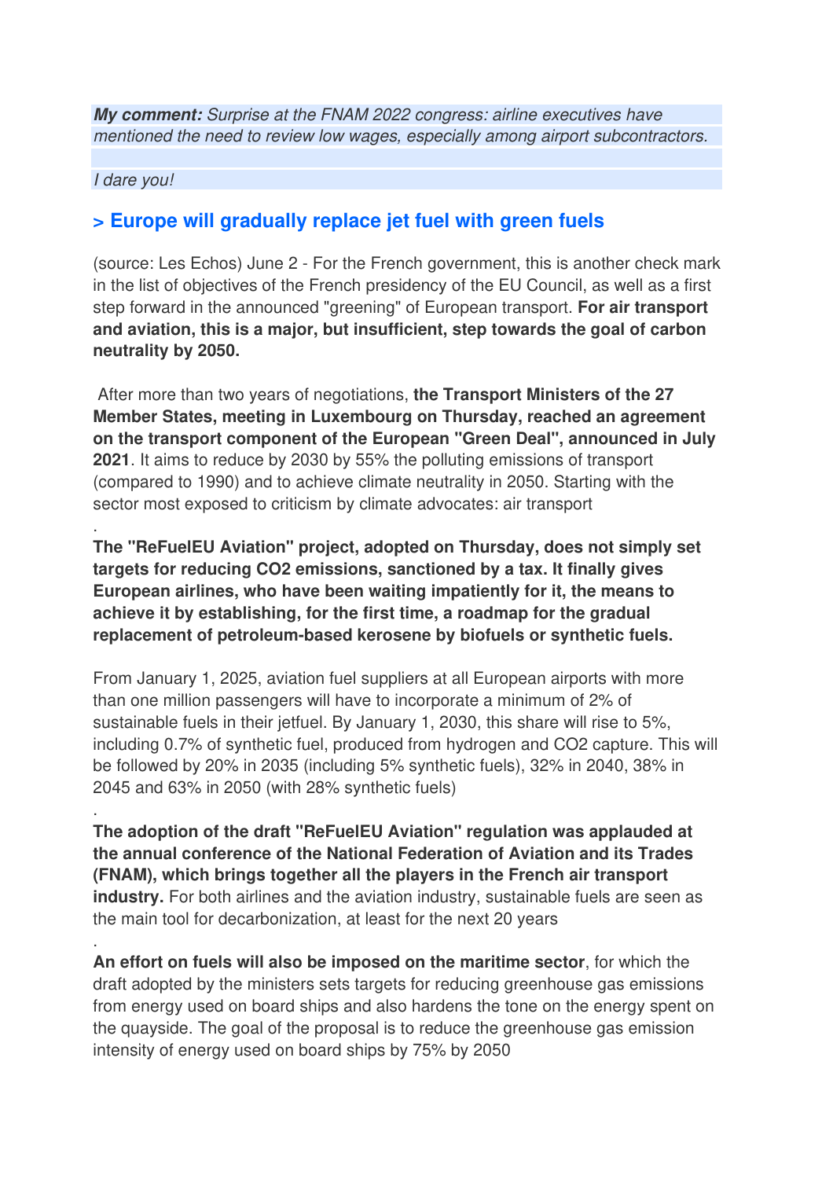***My comment:*** *Surprise at the FNAM 2022 congress: airline executives have mentioned the need to review low wages, especially among airport subcontractors.*

*I dare you!*

## > Europe will gradually replace jet fuel with green fuels

(source: Les Echos) June 2 - For the French government, this is another check mark in the list of objectives of the French presidency of the EU Council, as well as a first step forward in the announced "greening" of European transport. **For air transport and aviation, this is a major, but insufficient, step towards the goal of carbon neutrality by 2050.**

After more than two years of negotiations, **the Transport Ministers of the 27 Member States, meeting in Luxembourg on Thursday, reached an agreement on the transport component of the European "Green Deal", announced in July 2021**. It aims to reduce by 2030 by 55% the polluting emissions of transport (compared to 1990) and to achieve climate neutrality in 2050. Starting with the sector most exposed to criticism by climate advocates: air transport

.

**The "ReFuelEU Aviation" project, adopted on Thursday, does not simply set targets for reducing CO2 emissions, sanctioned by a tax. It finally gives European airlines, who have been waiting impatiently for it, the means to achieve it by establishing, for the first time, a roadmap for the gradual replacement of petroleum-based kerosene by biofuels or synthetic fuels.**

From January 1, 2025, aviation fuel suppliers at all European airports with more than one million passengers will have to incorporate a minimum of 2% of sustainable fuels in their jetfuel. By January 1, 2030, this share will rise to 5%, including 0.7% of synthetic fuel, produced from hydrogen and CO2 capture. This will be followed by 20% in 2035 (including 5% synthetic fuels), 32% in 2040, 38% in 2045 and 63% in 2050 (with 28% synthetic fuels)

.

**The adoption of the draft "ReFuelEU Aviation" regulation was applauded at the annual conference of the National Federation of Aviation and its Trades (FNAM), which brings together all the players in the French air transport industry.** For both airlines and the aviation industry, sustainable fuels are seen as the main tool for decarbonization, at least for the next 20 years

.

**An effort on fuels will also be imposed on the maritime sector**, for which the draft adopted by the ministers sets targets for reducing greenhouse gas emissions from energy used on board ships and also hardens the tone on the energy spent on the quayside. The goal of the proposal is to reduce the greenhouse gas emission intensity of energy used on board ships by 75% by 2050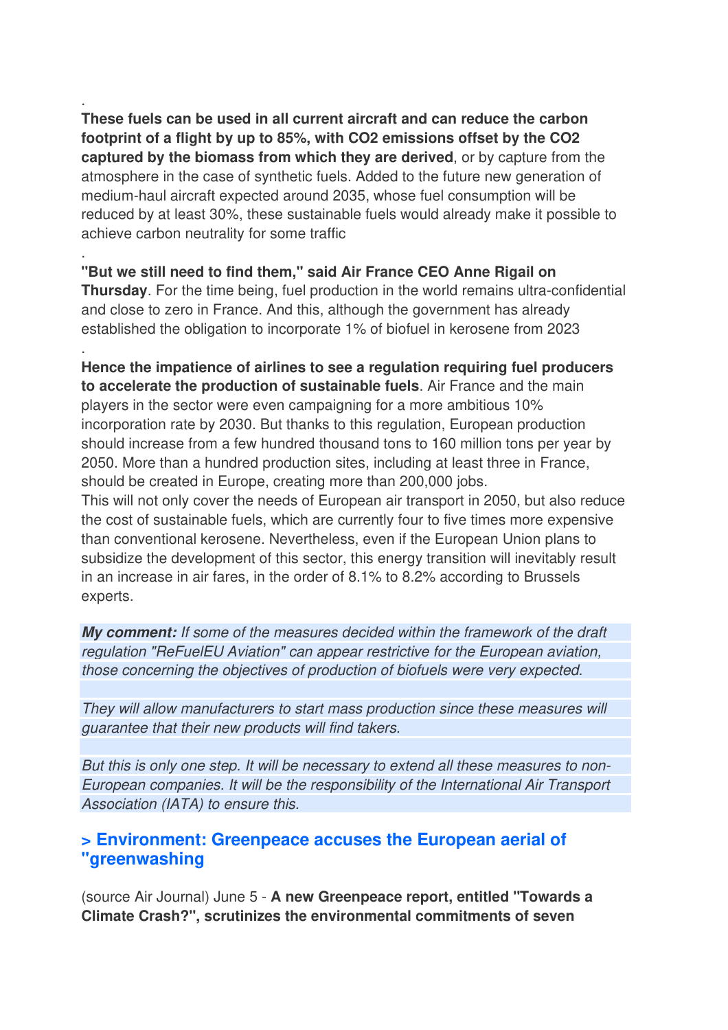.

**These fuels can be used in all current aircraft and can reduce the carbon footprint of a flight by up to 85%, with CO2 emissions offset by the CO2 captured by the biomass from which they are derived**, or by capture from the atmosphere in the case of synthetic fuels. Added to the future new generation of medium-haul aircraft expected around 2035, whose fuel consumption will be reduced by at least 30%, these sustainable fuels would already make it possible to achieve carbon neutrality for some traffic

.

**"But we still need to find them," said Air France CEO Anne Rigail on Thursday**. For the time being, fuel production in the world remains ultra-confidential and close to zero in France. And this, although the government has already established the obligation to incorporate 1% of biofuel in kerosene from 2023

.

**Hence the impatience of airlines to see a regulation requiring fuel producers to accelerate the production of sustainable fuels**. Air France and the main players in the sector were even campaigning for a more ambitious 10% incorporation rate by 2030. But thanks to this regulation, European production should increase from a few hundred thousand tons to 160 million tons per year by 2050. More than a hundred production sites, including at least three in France, should be created in Europe, creating more than 200,000 jobs.
This will not only cover the needs of European air transport in 2050, but also reduce the cost of sustainable fuels, which are currently four to five times more expensive than conventional kerosene. Nevertheless, even if the European Union plans to subsidize the development of this sector, this energy transition will inevitably result in an increase in air fares, in the order of 8.1% to 8.2% according to Brussels experts.

***My comment:*** *If some of the measures decided within the framework of the draft regulation "ReFuelEU Aviation" can appear restrictive for the European aviation, those concerning the objectives of production of biofuels were very expected.*

*They will allow manufacturers to start mass production since these measures will guarantee that their new products will find takers.*

*But this is only one step. It will be necessary to extend all these measures to non-European companies. It will be the responsibility of the International Air Transport Association (IATA) to ensure this.*

### > Environment: Greenpeace accuses the European aerial of "greenwashing

(source Air Journal) June 5 - **A new Greenpeace report, entitled "Towards a Climate Crash?", scrutinizes the environmental commitments of seven**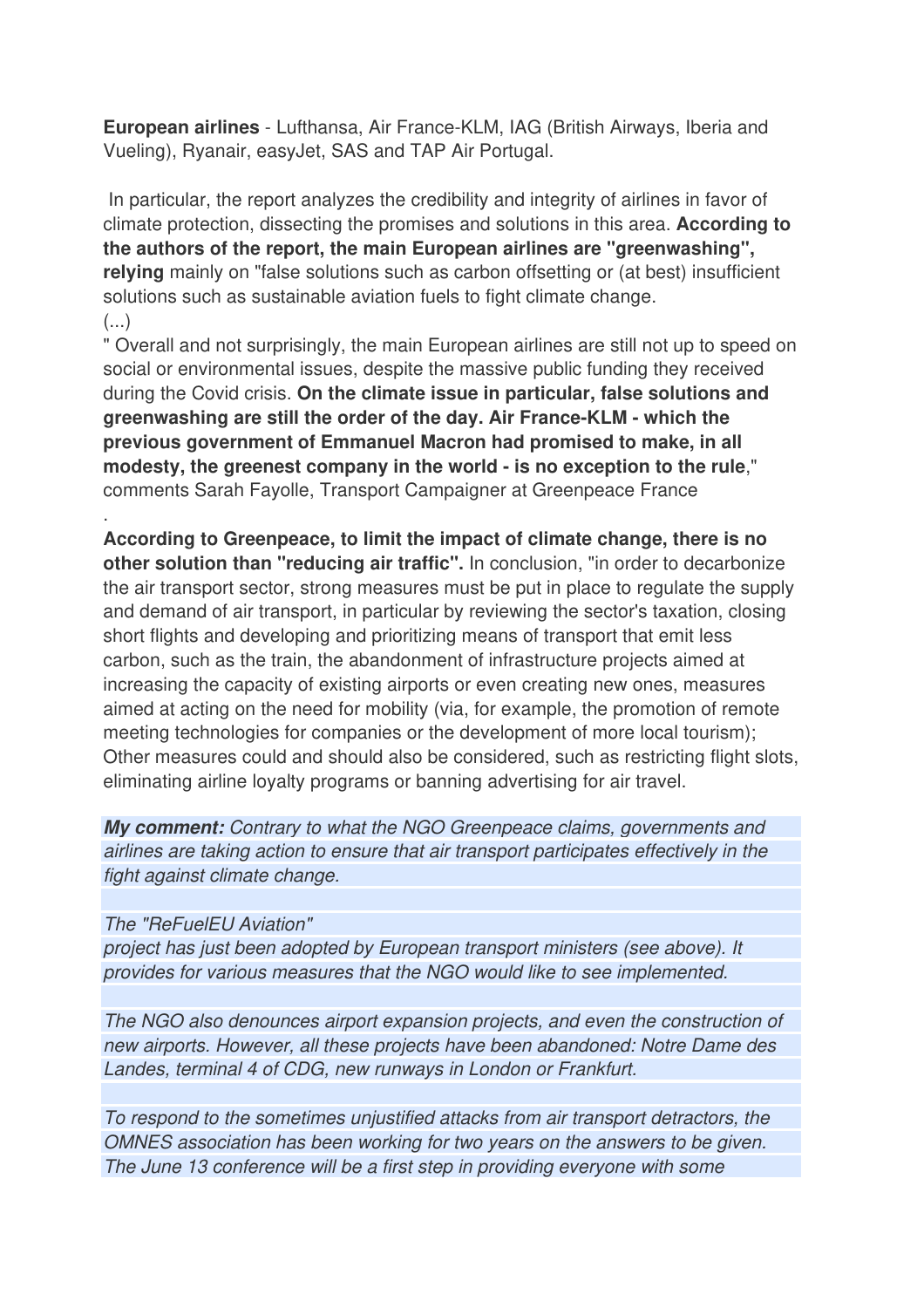**European airlines** - Lufthansa, Air France-KLM, IAG (British Airways, Iberia and Vueling), Ryanair, easyJet, SAS and TAP Air Portugal.

In particular, the report analyzes the credibility and integrity of airlines in favor of climate protection, dissecting the promises and solutions in this area. **According to the authors of the report, the main European airlines are "greenwashing", relying** mainly on "false solutions such as carbon offsetting or (at best) insufficient solutions such as sustainable aviation fuels to fight climate change.

(...)

" Overall and not surprisingly, the main European airlines are still not up to speed on social or environmental issues, despite the massive public funding they received during the Covid crisis. **On the climate issue in particular, false solutions and greenwashing are still the order of the day. Air France-KLM - which the previous government of Emmanuel Macron had promised to make, in all modesty, the greenest company in the world - is no exception to the rule**," comments Sarah Fayolle, Transport Campaigner at Greenpeace France

.

**According to Greenpeace, to limit the impact of climate change, there is no other solution than "reducing air traffic".** In conclusion, "in order to decarbonize the air transport sector, strong measures must be put in place to regulate the supply and demand of air transport, in particular by reviewing the sector's taxation, closing short flights and developing and prioritizing means of transport that emit less carbon, such as the train, the abandonment of infrastructure projects aimed at increasing the capacity of existing airports or even creating new ones, measures aimed at acting on the need for mobility (via, for example, the promotion of remote meeting technologies for companies or the development of more local tourism); Other measures could and should also be considered, such as restricting flight slots, eliminating airline loyalty programs or banning advertising for air travel.

***My comment:*** *Contrary to what the NGO Greenpeace claims, governments and airlines are taking action to ensure that air transport participates effectively in the fight against climate change.*

*The "ReFuelEU Aviation" project has just been adopted by European transport ministers (see above). It provides for various measures that the NGO would like to see implemented.*

*The NGO also denounces airport expansion projects, and even the construction of new airports. However, all these projects have been abandoned: Notre Dame des Landes, terminal 4 of CDG, new runways in London or Frankfurt.*

*To respond to the sometimes unjustified attacks from air transport detractors, the OMNES association has been working for two years on the answers to be given. The June 13 conference will be a first step in providing everyone with some*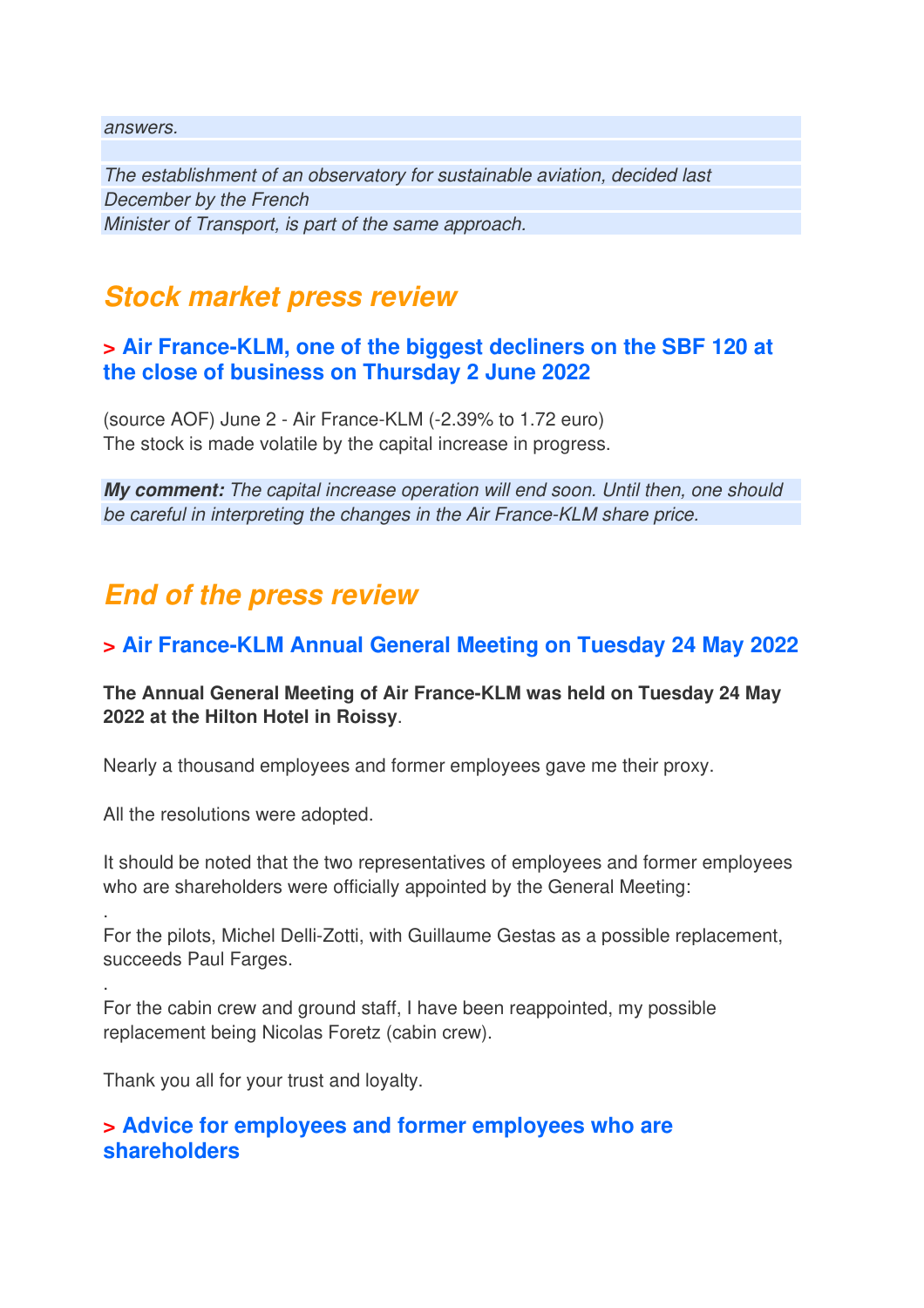*answers.*

*The establishment of an observatory for sustainable aviation, decided last December by the French Minister of Transport, is part of the same approach.*

## *Stock market press review*

### > Air France-KLM, one of the biggest decliners on the SBF 120 at the close of business on Thursday 2 June 2022

(source AOF) June 2 - Air France-KLM (-2.39% to 1.72 euro)
The stock is made volatile by the capital increase in progress.

***My comment:*** *The capital increase operation will end soon. Until then, one should be careful in interpreting the changes in the Air France-KLM share price.*

## *End of the press review*

### > Air France-KLM Annual General Meeting on Tuesday 24 May 2022

**The Annual General Meeting of Air France-KLM was held on Tuesday 24 May 2022 at the Hilton Hotel in Roissy**.

Nearly a thousand employees and former employees gave me their proxy.

All the resolutions were adopted.

It should be noted that the two representatives of employees and former employees who are shareholders were officially appointed by the General Meeting:

.
For the pilots, Michel Delli-Zotti, with Guillaume Gestas as a possible replacement, succeeds Paul Farges.

.
For the cabin crew and ground staff, I have been reappointed, my possible replacement being Nicolas Foretz (cabin crew).

Thank you all for your trust and loyalty.

### > Advice for employees and former employees who are shareholders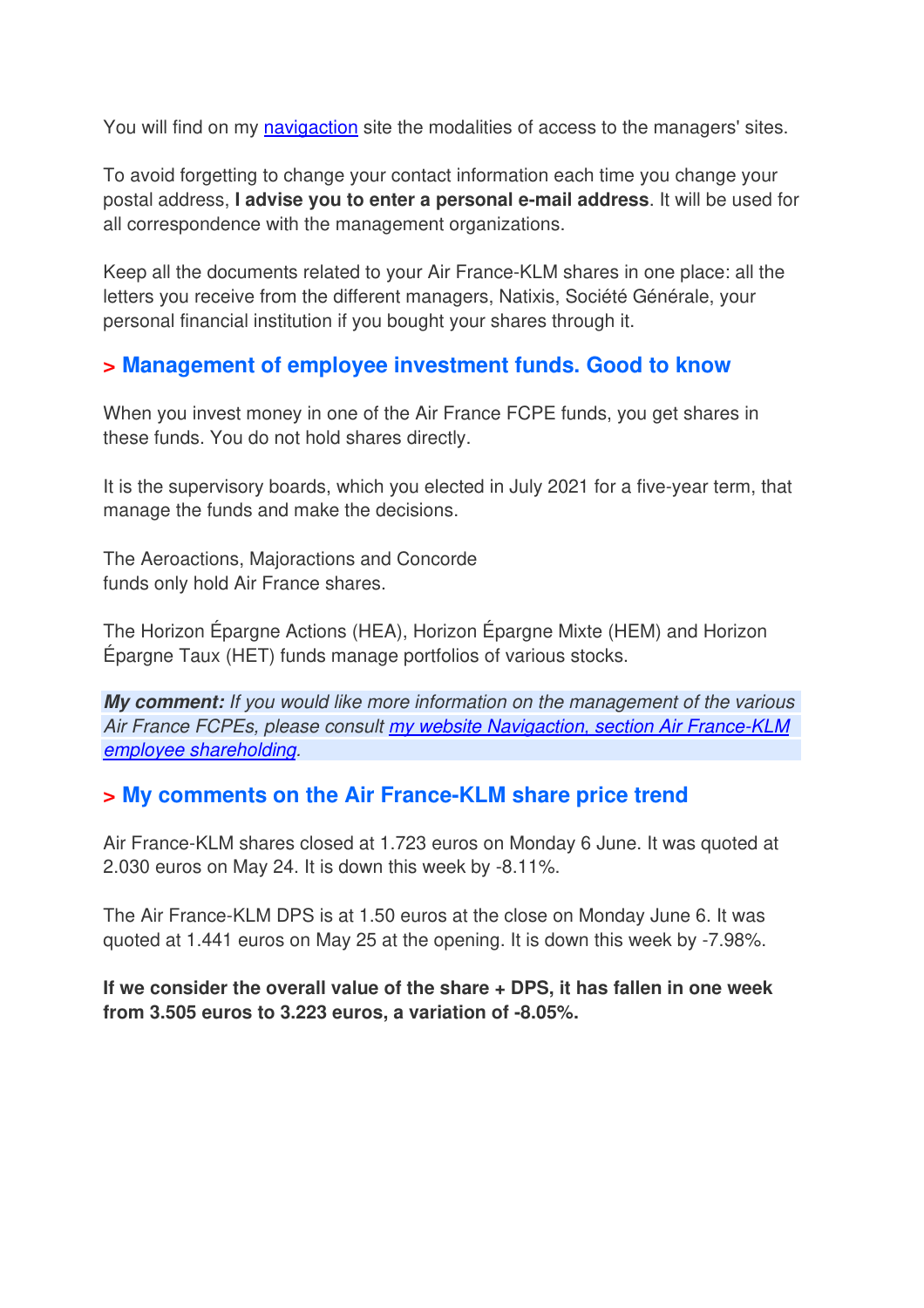You will find on my navigaction site the modalities of access to the managers' sites.

To avoid forgetting to change your contact information each time you change your postal address, **I advise you to enter a personal e-mail address**. It will be used for all correspondence with the management organizations.

Keep all the documents related to your Air France-KLM shares in one place: all the letters you receive from the different managers, Natixis, Société Générale, your personal financial institution if you bought your shares through it.

## > Management of employee investment funds. Good to know

When you invest money in one of the Air France FCPE funds, you get shares in these funds. You do not hold shares directly.

It is the supervisory boards, which you elected in July 2021 for a five-year term, that manage the funds and make the decisions.

The Aeroactions, Majoractions and Concorde
funds only hold Air France shares.

The Horizon Épargne Actions (HEA), Horizon Épargne Mixte (HEM) and Horizon Épargne Taux (HET) funds manage portfolios of various stocks.

***My comment:*** *If you would like more information on the management of the various Air France FCPEs, please consult my website Navigaction, section Air France-KLM employee shareholding.*

## > My comments on the Air France-KLM share price trend

Air France-KLM shares closed at 1.723 euros on Monday 6 June. It was quoted at 2.030 euros on May 24. It is down this week by -8.11%.

The Air France-KLM DPS is at 1.50 euros at the close on Monday June 6. It was quoted at 1.441 euros on May 25 at the opening. It is down this week by -7.98%.

**If we consider the overall value of the share + DPS, it has fallen in one week from 3.505 euros to 3.223 euros, a variation of -8.05%.**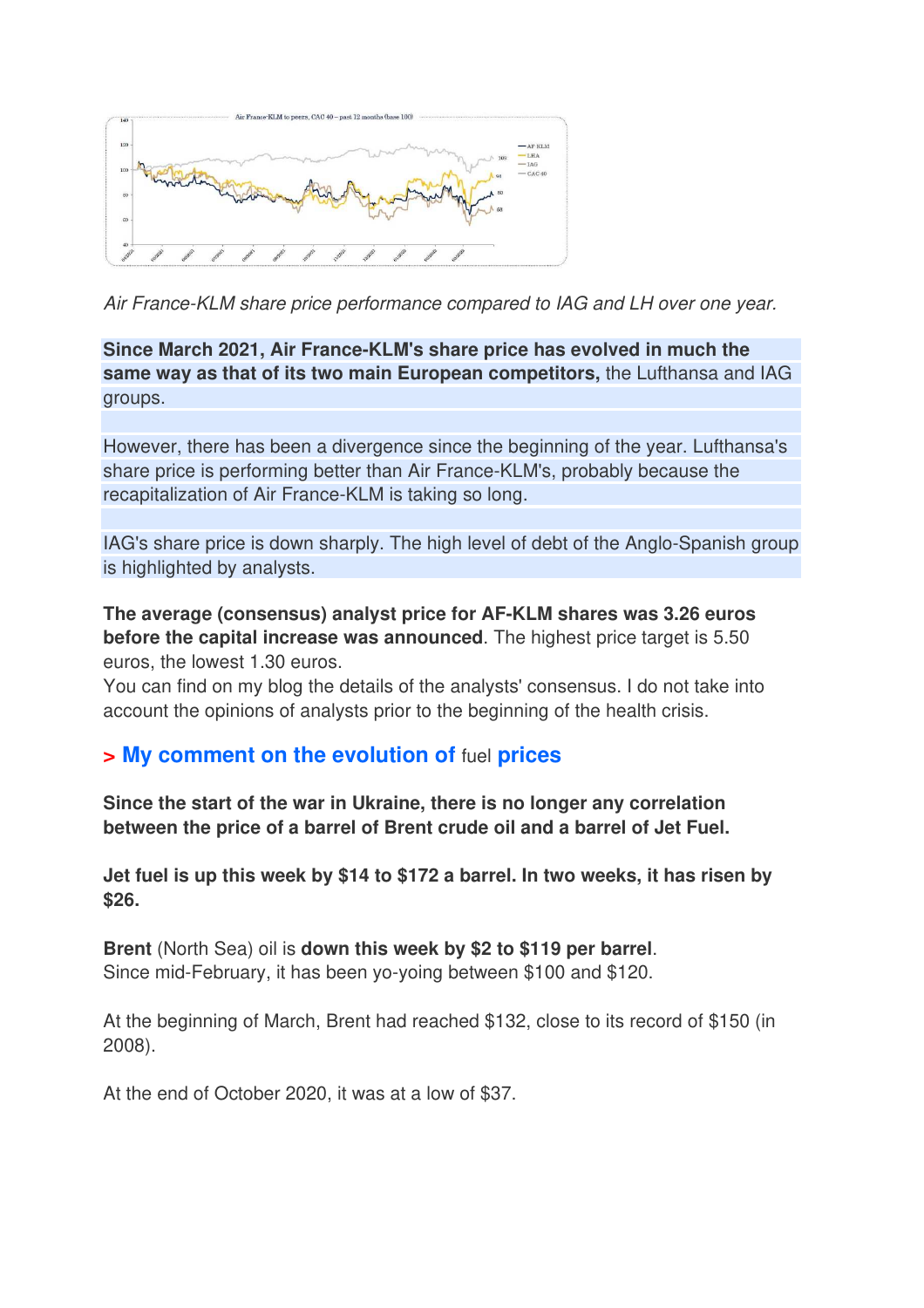*Air France-KLM share price performance compared to IAG and LH over one year.*

**Since March 2021, Air France-KLM's share price has evolved in much the same way as that of its two main European competitors,** the Lufthansa and IAG groups.

However, there has been a divergence since the beginning of the year. Lufthansa's share price is performing better than Air France-KLM's, probably because the recapitalization of Air France-KLM is taking so long.

IAG's share price is down sharply. The high level of debt of the Anglo-Spanish group is highlighted by analysts.

**The average (consensus) analyst price for AF-KLM shares was 3.26 euros before the capital increase was announced**. The highest price target is 5.50 euros, the lowest 1.30 euros.
You can find on my blog the details of the analysts' consensus. I do not take into account the opinions of analysts prior to the beginning of the health crisis.

## > My comment on the evolution of fuel prices

**Since the start of the war in Ukraine, there is no longer any correlation between the price of a barrel of Brent crude oil and a barrel of Jet Fuel.**

**Jet fuel is up this week by $14 to $172 a barrel. In two weeks, it has risen by $26.**

**Brent** (North Sea) oil is **down this week by $2 to $119 per barrel**.
Since mid-February, it has been yo-yoing between $100 and $120.

At the beginning of March, Brent had reached $132, close to its record of $150 (in 2008).

At the end of October 2020, it was at a low of $37.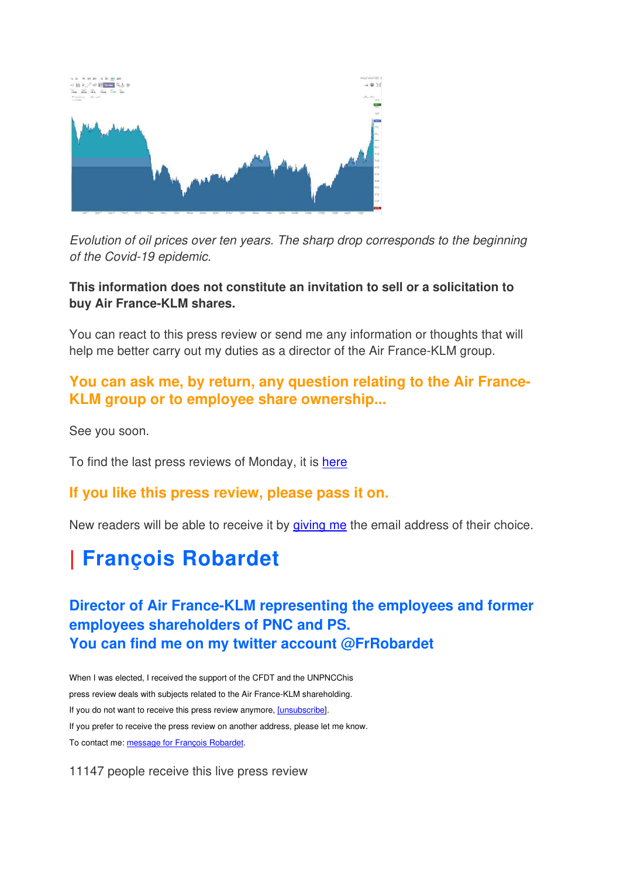*Evolution of oil prices over ten years. The sharp drop corresponds to the beginning of the Covid-19 epidemic.*

**This information does not constitute an invitation to sell or a solicitation to buy Air France-KLM shares.**

You can react to this press review or send me any information or thoughts that will help me better carry out my duties as a director of the Air France-KLM group.

### You can ask me, by return, any question relating to the Air France-KLM group or to employee share ownership...

See you soon.

To find the last press reviews of Monday, it is here

### If you like this press review, please pass it on.

New readers will be able to receive it by giving me the email address of their choice.

# | François Robardet

### Director of Air France-KLM representing the employees and former employees shareholders of PNC and PS.
### You can find me on my twitter account @FrRobardet

When I was elected, I received the support of the CFDT and the UNPNCChis press review deals with subjects related to the Air France-KLM shareholding.
If you do not want to receive this press review anymore, [unsubscribe].
If you prefer to receive the press review on another address, please let me know.
To contact me: message for François Robardet.

11147 people receive this live press review